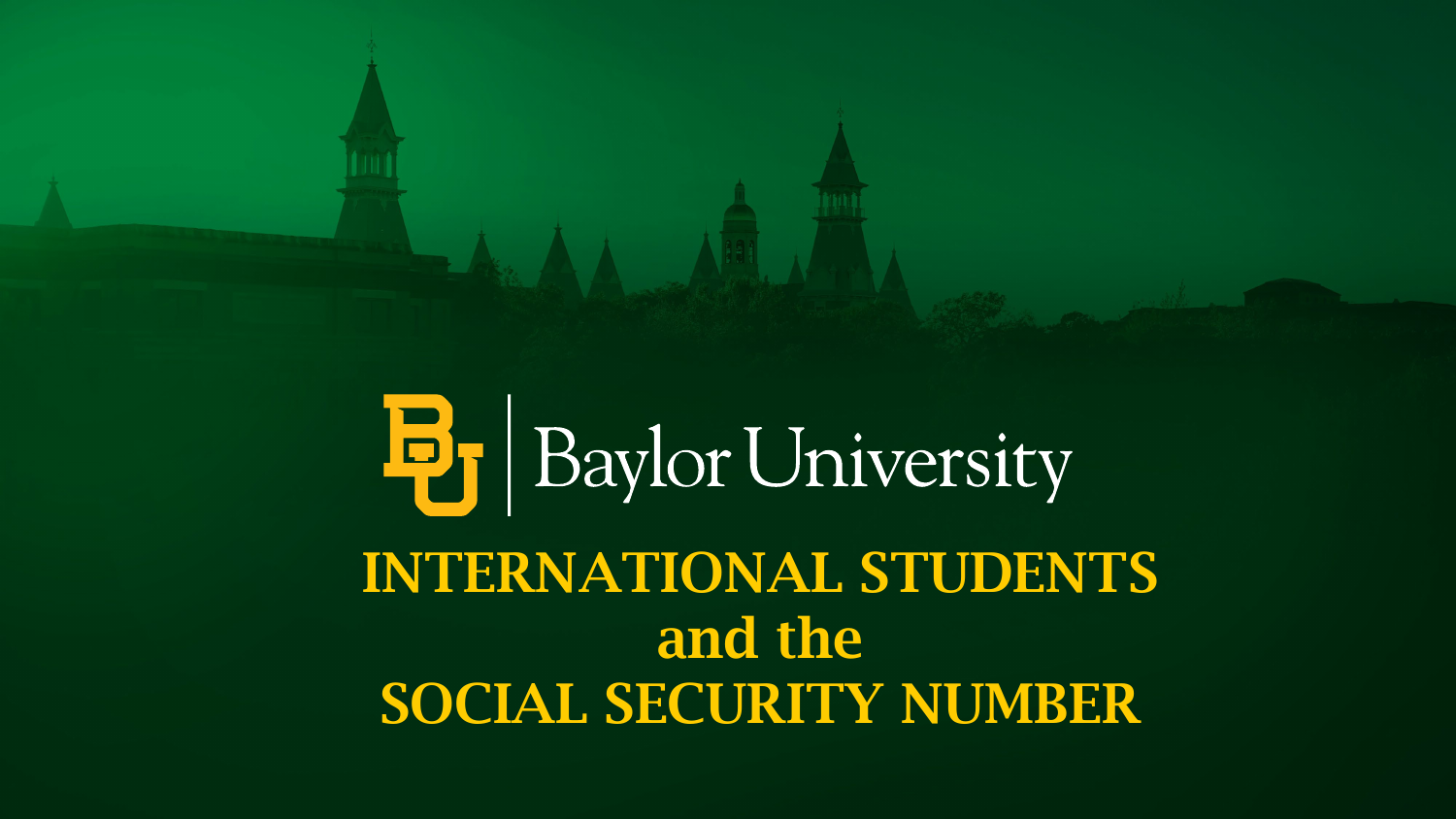Baylor University

# INTERNATIONAL STUDENTS and the SOCIAL SECURITY NUMBER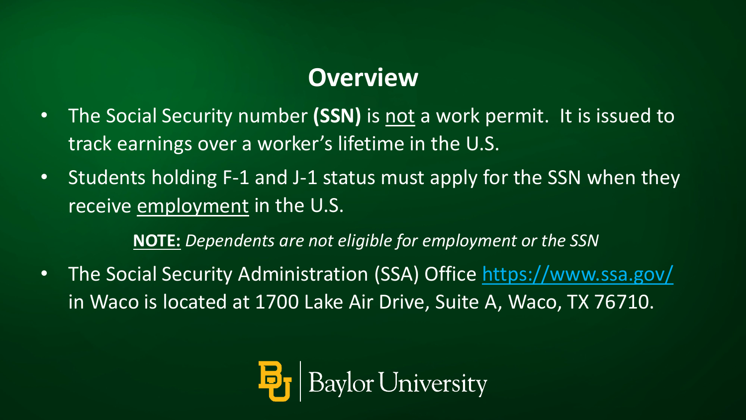# Overview

- The Social Security number **(SSN)** is not a work permit. It is issued to track earnings over a worker's lifetime in the U.S.
- Students holding F-1 and J-1 status must apply for the SSN when they receive employment in the U.S.

**NOTE:** *Dependents are not eligible for employment or the SSN*

- The Social Security Administration (SSA) Office [https://www.ssa.gov/](https://www.ssa.gov/) in Waco is located at 1700 Lake Air Drive, Suite A, Waco, TX 76710.

Baylor University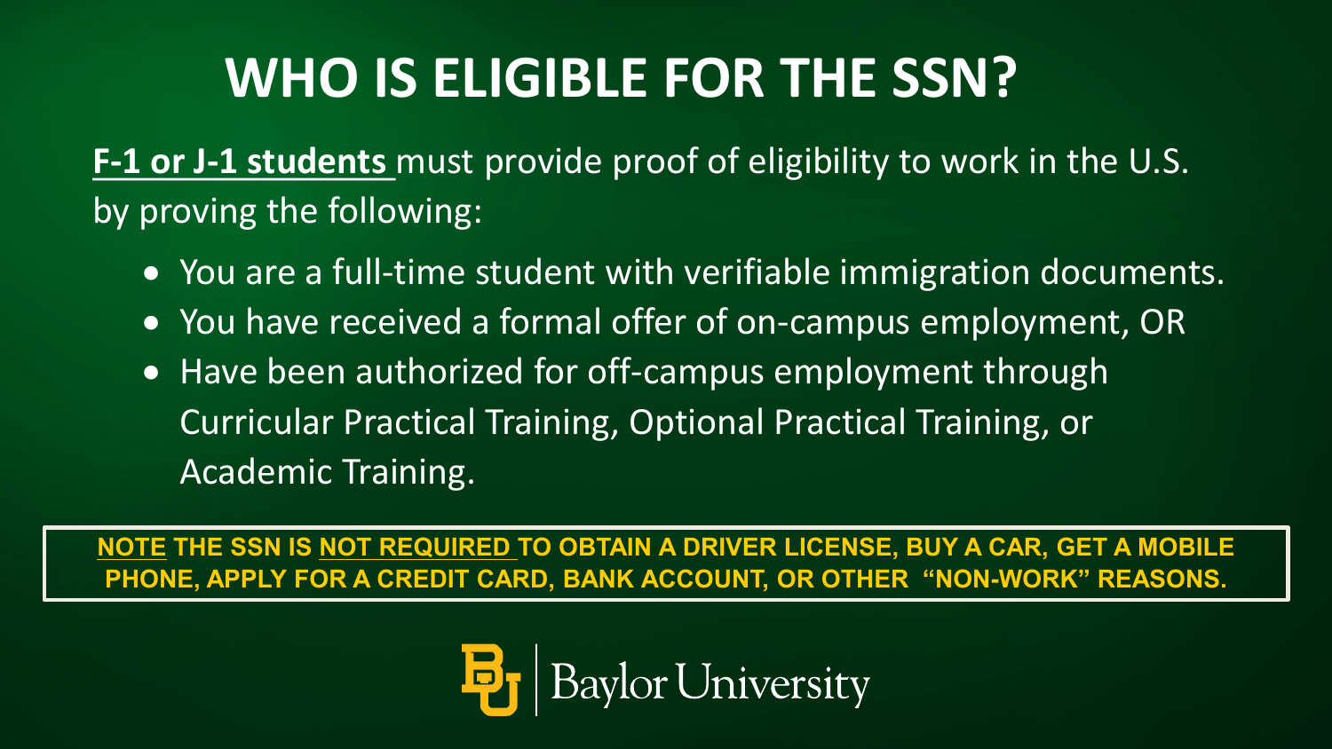# WHO IS ELIGIBLE FOR THE SSN?

**F-1 or J-1 students** must provide proof of eligibility to work in the U.S. by proving the following:

- You are a full-time student with verifiable immigration documents.
- You have received a formal offer of on-campus employment, OR
- Have been authorized for off-campus employment through Curricular Practical Training, Optional Practical Training, or Academic Training.

**NOTE THE SSN IS NOT REQUIRED TO OBTAIN A DRIVER LICENSE, BUY A CAR, GET A MOBILE PHONE, APPLY FOR A CREDIT CARD, BANK ACCOUNT, OR OTHER "NON-WORK" REASONS.**

Baylor University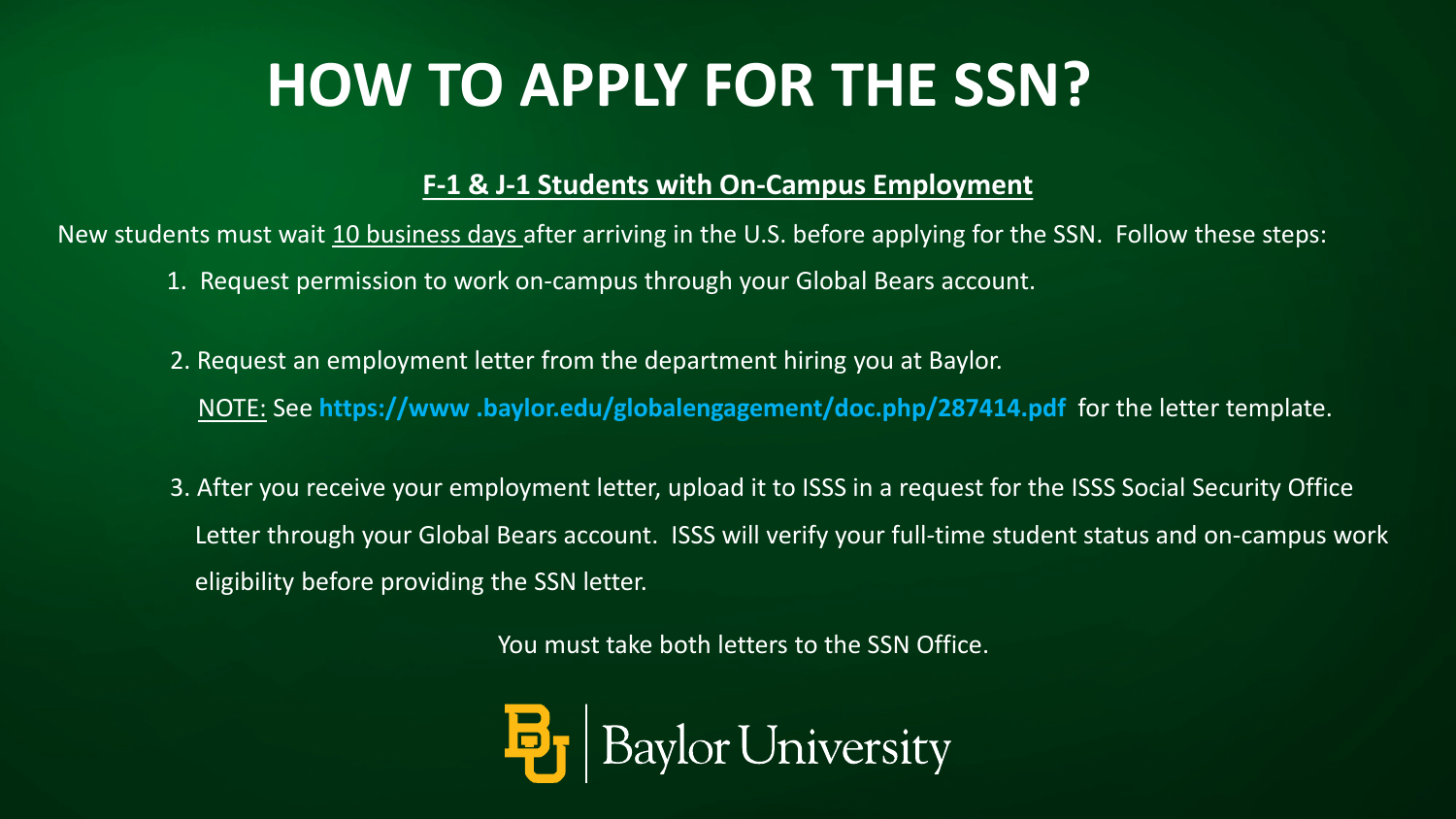# HOW TO APPLY FOR THE SSN?

**F-1 & J-1 Students with On-Campus Employment**

New students must wait 10 business days after arriving in the U.S. before applying for the SSN. Follow these steps:

1. Request permission to work on-campus through your Global Bears account.
2. Request an employment letter from the department hiring you at Baylor.
   NOTE: See **https://www .baylor.edu/globalengagement/doc.php/287414.pdf** for the letter template.
3. After you receive your employment letter, upload it to ISSS in a request for the ISSS Social Security Office Letter through your Global Bears account. ISSS will verify your full-time student status and on-campus work eligibility before providing the SSN letter.

You must take both letters to the SSN Office.

Baylor University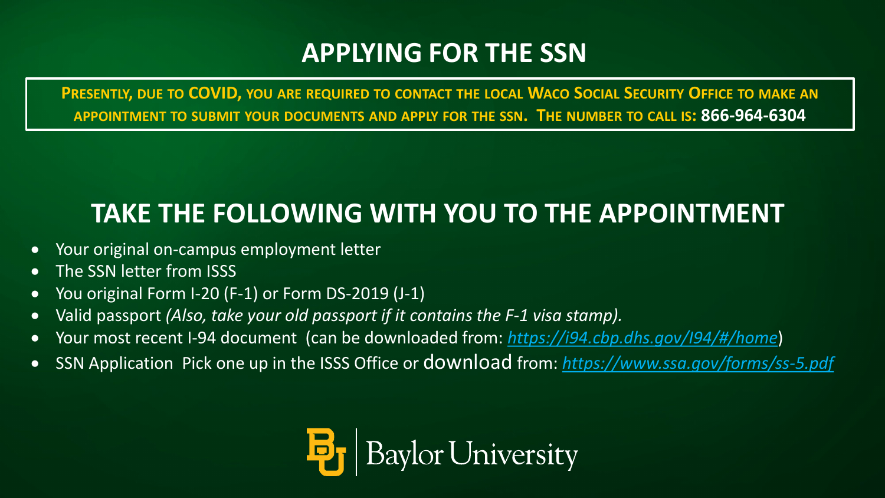# APPLYING FOR THE SSN

**PRESENTLY, DUE TO COVID, YOU ARE REQUIRED TO CONTACT THE LOCAL WACO SOCIAL SECURITY OFFICE TO MAKE AN APPOINTMENT TO SUBMIT YOUR DOCUMENTS AND APPLY FOR THE SSN. THE NUMBER TO CALL IS: 866-964-6304**

# TAKE THE FOLLOWING WITH YOU TO THE APPOINTMENT

- Your original on-campus employment letter
- The SSN letter from ISSS
- You original Form I-20 (F-1) or Form DS-2019 (J-1)
- Valid passport *(Also, take your old passport if it contains the F-1 visa stamp).*
- Your most recent I-94 document (can be downloaded from: *https://i94.cbp.dhs.gov/I94/#/home*)
- SSN Application Pick one up in the ISSS Office or download from: *https://www.ssa.gov/forms/ss-5.pdf*

Baylor University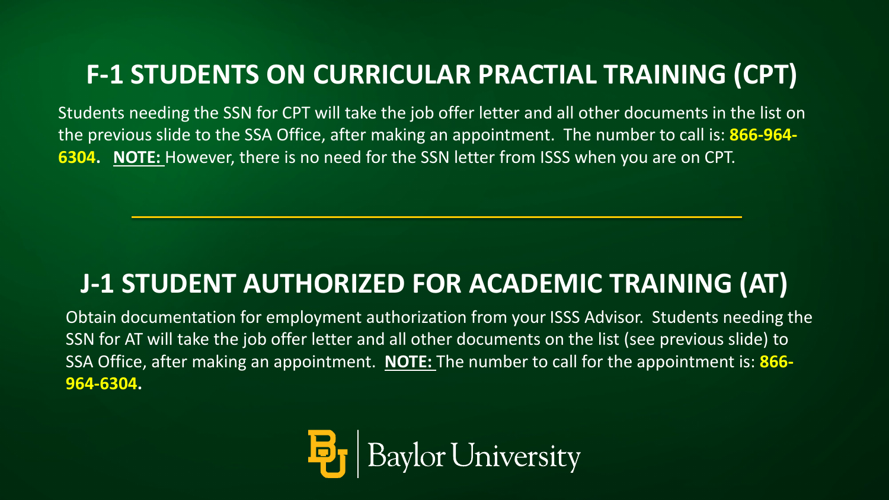## F-1 STUDENTS ON CURRICULAR PRACTIAL TRAINING (CPT)

Students needing the SSN for CPT will take the job offer letter and all other documents in the list on the previous slide to the SSA Office, after making an appointment. The number to call is: **866-964-6304**. **NOTE:** However, there is no need for the SSN letter from ISSS when you are on CPT.

---

## J-1 STUDENT AUTHORIZED FOR ACADEMIC TRAINING (AT)

Obtain documentation for employment authorization from your ISSS Advisor. Students needing the SSN for AT will take the job offer letter and all other documents on the list (see previous slide) to SSA Office, after making an appointment. **NOTE:** The number to call for the appointment is: **866-964-6304**.

Baylor University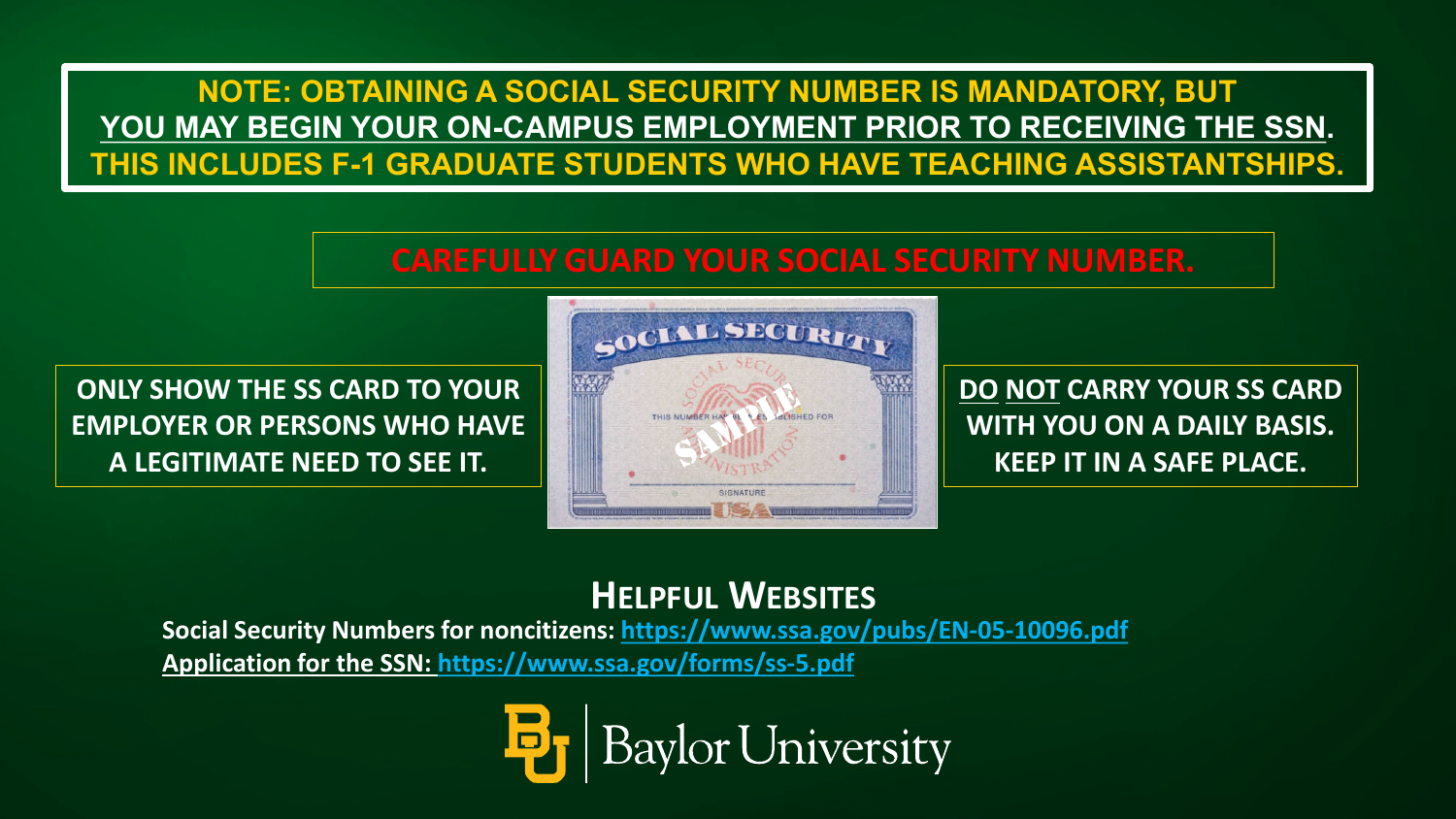**NOTE: OBTAINING A SOCIAL SECURITY NUMBER IS MANDATORY, BUT <u>YOU MAY BEGIN YOUR ON-CAMPUS EMPLOYMENT PRIOR TO RECEIVING THE SSN</u>. THIS INCLUDES F-1 GRADUATE STUDENTS WHO HAVE TEACHING ASSISTANTSHIPS.**

**CAREFULLY GUARD YOUR SOCIAL SECURITY NUMBER.**

**ONLY SHOW THE SS CARD TO YOUR EMPLOYER OR PERSONS WHO HAVE A LEGITIMATE NEED TO SEE IT.**

**<u>DO</u> <u>NOT</u> CARRY YOUR SS CARD WITH YOU ON A DAILY BASIS. KEEP IT IN A SAFE PLACE.**

## HELPFUL WEBSITES

**Social Security Numbers for noncitizens: https://www.ssa.gov/pubs/EN-05-10096.pdf**

**<u>Application for the SSN:</u> https://www.ssa.gov/forms/ss-5.pdf**

Baylor University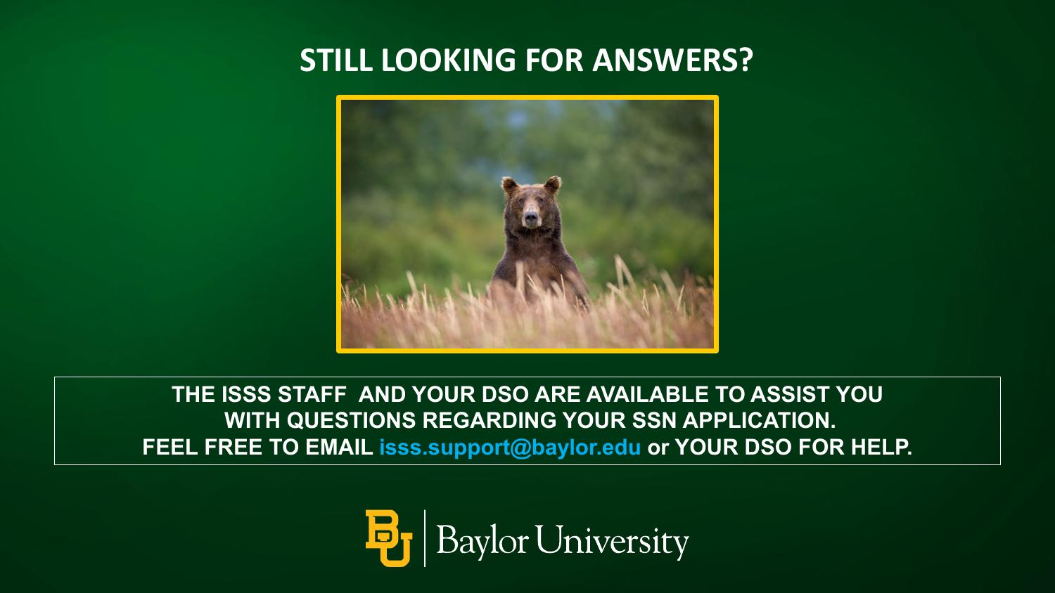# STILL LOOKING FOR ANSWERS?

**THE ISSS STAFF AND YOUR DSO ARE AVAILABLE TO ASSIST YOU WITH QUESTIONS REGARDING YOUR SSN APPLICATION.**
**FEEL FREE TO EMAIL isss.support@baylor.edu or YOUR DSO FOR HELP.**

Baylor University